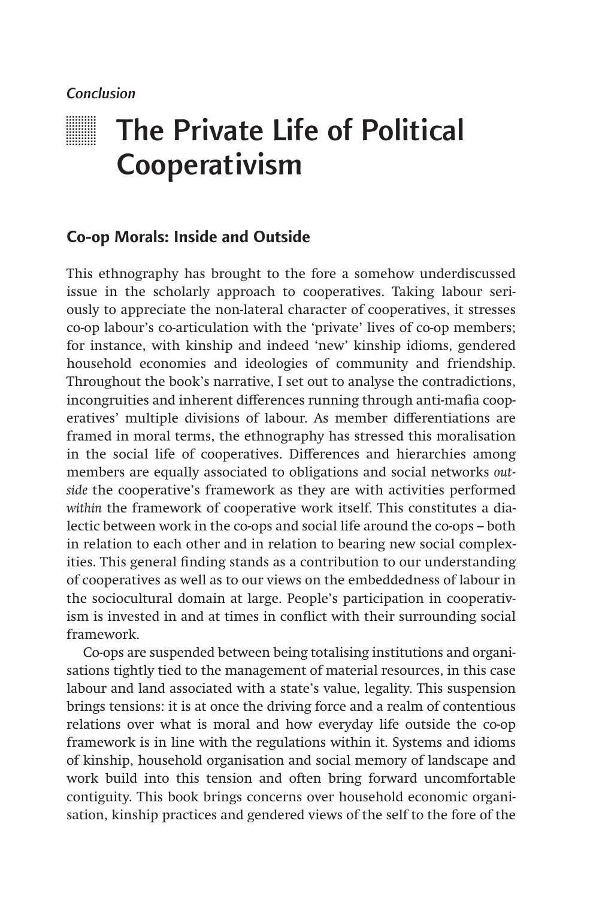*Conclusion*

# The Private Life of Political Cooperativism

## Co-op Morals: Inside and Outside

This ethnography has brought to the fore a somehow underdiscussed issue in the scholarly approach to cooperatives. Taking labour seriously to appreciate the non-lateral character of cooperatives, it stresses co-op labour's co-articulation with the 'private' lives of co-op members; for instance, with kinship and indeed 'new' kinship idioms, gendered household economies and ideologies of community and friendship. Throughout the book's narrative, I set out to analyse the contradictions, incongruities and inherent differences running through anti-mafia cooperatives' multiple divisions of labour. As member differentiations are framed in moral terms, the ethnography has stressed this moralisation in the social life of cooperatives. Differences and hierarchies among members are equally associated to obligations and social networks *outside* the cooperative's framework as they are with activities performed *within* the framework of cooperative work itself. This constitutes a dialectic between work in the co-ops and social life around the co-ops – both in relation to each other and in relation to bearing new social complexities. This general finding stands as a contribution to our understanding of cooperatives as well as to our views on the embeddedness of labour in the sociocultural domain at large. People's participation in cooperativism is invested in and at times in conflict with their surrounding social framework.

Co-ops are suspended between being totalising institutions and organisations tightly tied to the management of material resources, in this case labour and land associated with a state's value, legality. This suspension brings tensions: it is at once the driving force and a realm of contentious relations over what is moral and how everyday life outside the co-op framework is in line with the regulations within it. Systems and idioms of kinship, household organisation and social memory of landscape and work build into this tension and often bring forward uncomfortable contiguity. This book brings concerns over household economic organisation, kinship practices and gendered views of the self to the fore of the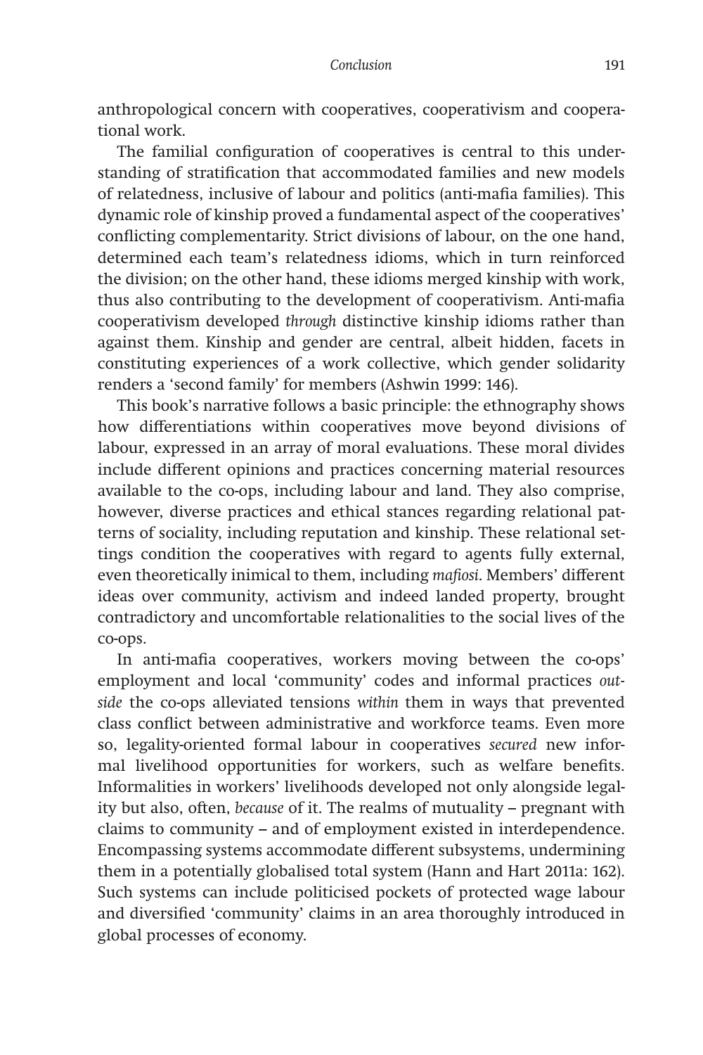anthropological concern with cooperatives, cooperativism and cooperational work.

The familial configuration of cooperatives is central to this understanding of stratification that accommodated families and new models of relatedness, inclusive of labour and politics (anti-mafia families). This dynamic role of kinship proved a fundamental aspect of the cooperatives' conflicting complementarity. Strict divisions of labour, on the one hand, determined each team's relatedness idioms, which in turn reinforced the division; on the other hand, these idioms merged kinship with work, thus also contributing to the development of cooperativism. Anti-mafia cooperativism developed *through* distinctive kinship idioms rather than against them. Kinship and gender are central, albeit hidden, facets in constituting experiences of a work collective, which gender solidarity renders a 'second family' for members (Ashwin 1999: 146).

This book's narrative follows a basic principle: the ethnography shows how differentiations within cooperatives move beyond divisions of labour, expressed in an array of moral evaluations. These moral divides include different opinions and practices concerning material resources available to the co-ops, including labour and land. They also comprise, however, diverse practices and ethical stances regarding relational patterns of sociality, including reputation and kinship. These relational settings condition the cooperatives with regard to agents fully external, even theoretically inimical to them, including *mafiosi*. Members' different ideas over community, activism and indeed landed property, brought contradictory and uncomfortable relationalities to the social lives of the co-ops.

In anti-mafia cooperatives, workers moving between the co-ops' employment and local 'community' codes and informal practices *outside* the co-ops alleviated tensions *within* them in ways that prevented class conflict between administrative and workforce teams. Even more so, legality-oriented formal labour in cooperatives *secured* new informal livelihood opportunities for workers, such as welfare benefits. Informalities in workers' livelihoods developed not only alongside legality but also, often, *because* of it. The realms of mutuality – pregnant with claims to community – and of employment existed in interdependence. Encompassing systems accommodate different subsystems, undermining them in a potentially globalised total system (Hann and Hart 2011a: 162). Such systems can include politicised pockets of protected wage labour and diversified 'community' claims in an area thoroughly introduced in global processes of economy.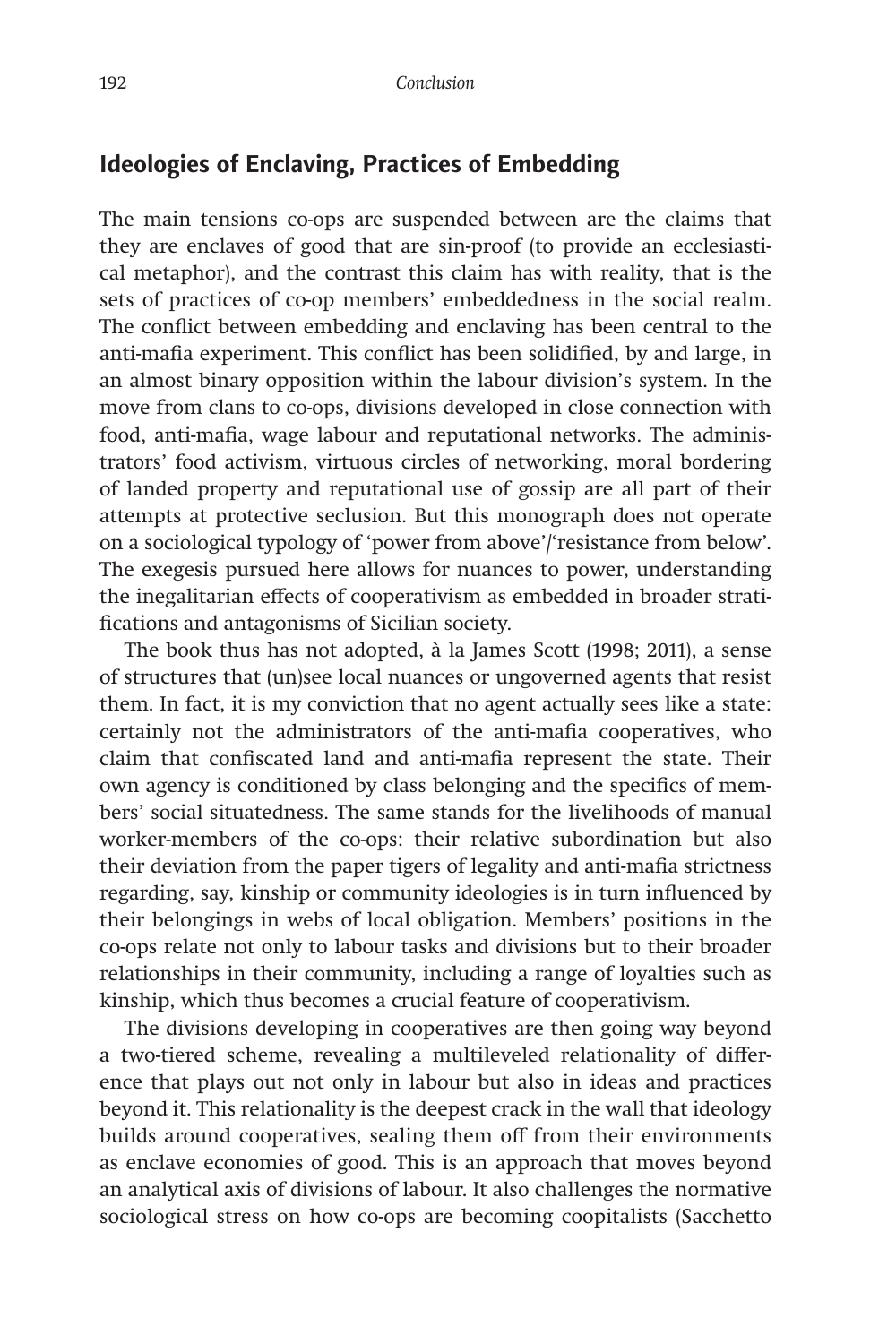## Ideologies of Enclaving, Practices of Embedding

The main tensions co-ops are suspended between are the claims that they are enclaves of good that are sin-proof (to provide an ecclesiastical metaphor), and the contrast this claim has with reality, that is the sets of practices of co-op members' embeddedness in the social realm. The conflict between embedding and enclaving has been central to the anti-mafia experiment. This conflict has been solidified, by and large, in an almost binary opposition within the labour division's system. In the move from clans to co-ops, divisions developed in close connection with food, anti-mafia, wage labour and reputational networks. The administrators' food activism, virtuous circles of networking, moral bordering of landed property and reputational use of gossip are all part of their attempts at protective seclusion. But this monograph does not operate on a sociological typology of 'power from above'/'resistance from below'. The exegesis pursued here allows for nuances to power, understanding the inegalitarian effects of cooperativism as embedded in broader stratifications and antagonisms of Sicilian society.

The book thus has not adopted, à la James Scott (1998; 2011), a sense of structures that (un)see local nuances or ungoverned agents that resist them. In fact, it is my conviction that no agent actually sees like a state: certainly not the administrators of the anti-mafia cooperatives, who claim that confiscated land and anti-mafia represent the state. Their own agency is conditioned by class belonging and the specifics of members' social situatedness. The same stands for the livelihoods of manual worker-members of the co-ops: their relative subordination but also their deviation from the paper tigers of legality and anti-mafia strictness regarding, say, kinship or community ideologies is in turn influenced by their belongings in webs of local obligation. Members' positions in the co-ops relate not only to labour tasks and divisions but to their broader relationships in their community, including a range of loyalties such as kinship, which thus becomes a crucial feature of cooperativism.

The divisions developing in cooperatives are then going way beyond a two-tiered scheme, revealing a multileveled relationality of difference that plays out not only in labour but also in ideas and practices beyond it. This relationality is the deepest crack in the wall that ideology builds around cooperatives, sealing them off from their environments as enclave economies of good. This is an approach that moves beyond an analytical axis of divisions of labour. It also challenges the normative sociological stress on how co-ops are becoming coopitalists (Sacchetto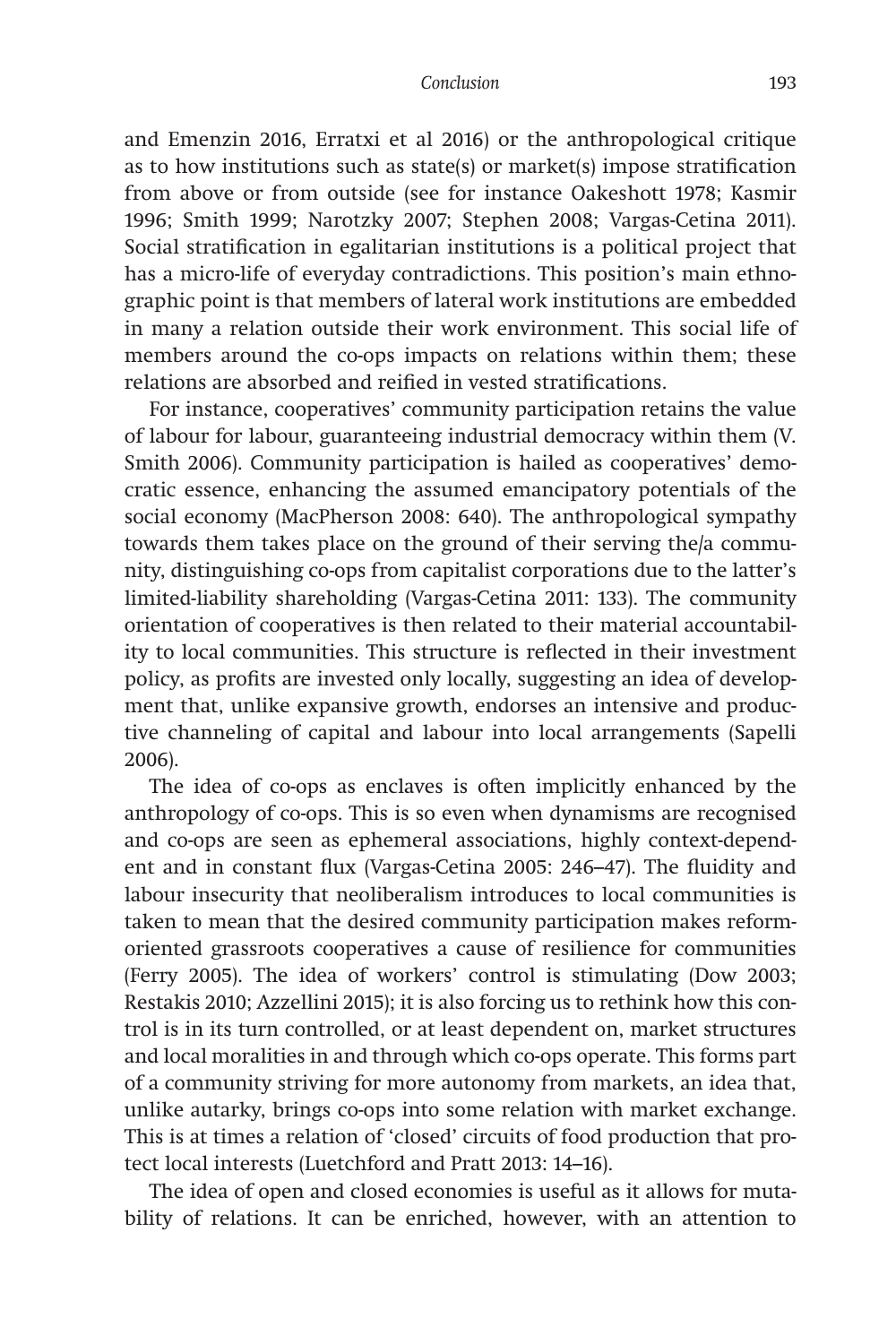and Emenzin 2016, Erratxi et al 2016) or the anthropological critique as to how institutions such as state(s) or market(s) impose stratification from above or from outside (see for instance Oakeshott 1978; Kasmir 1996; Smith 1999; Narotzky 2007; Stephen 2008; Vargas-Cetina 2011). Social stratification in egalitarian institutions is a political project that has a micro-life of everyday contradictions. This position's main ethnographic point is that members of lateral work institutions are embedded in many a relation outside their work environment. This social life of members around the co-ops impacts on relations within them; these relations are absorbed and reified in vested stratifications.

For instance, cooperatives' community participation retains the value of labour for labour, guaranteeing industrial democracy within them (V. Smith 2006). Community participation is hailed as cooperatives' democratic essence, enhancing the assumed emancipatory potentials of the social economy (MacPherson 2008: 640). The anthropological sympathy towards them takes place on the ground of their serving the/a community, distinguishing co-ops from capitalist corporations due to the latter's limited-liability shareholding (Vargas-Cetina 2011: 133). The community orientation of cooperatives is then related to their material accountability to local communities. This structure is reflected in their investment policy, as profits are invested only locally, suggesting an idea of development that, unlike expansive growth, endorses an intensive and productive channeling of capital and labour into local arrangements (Sapelli 2006).

The idea of co-ops as enclaves is often implicitly enhanced by the anthropology of co-ops. This is so even when dynamisms are recognised and co-ops are seen as ephemeral associations, highly context-dependent and in constant flux (Vargas-Cetina 2005: 246–47). The fluidity and labour insecurity that neoliberalism introduces to local communities is taken to mean that the desired community participation makes reform-oriented grassroots cooperatives a cause of resilience for communities (Ferry 2005). The idea of workers' control is stimulating (Dow 2003; Restakis 2010; Azzellini 2015); it is also forcing us to rethink how this control is in its turn controlled, or at least dependent on, market structures and local moralities in and through which co-ops operate. This forms part of a community striving for more autonomy from markets, an idea that, unlike autarky, brings co-ops into some relation with market exchange. This is at times a relation of 'closed' circuits of food production that protect local interests (Luetchford and Pratt 2013: 14–16).

The idea of open and closed economies is useful as it allows for mutability of relations. It can be enriched, however, with an attention to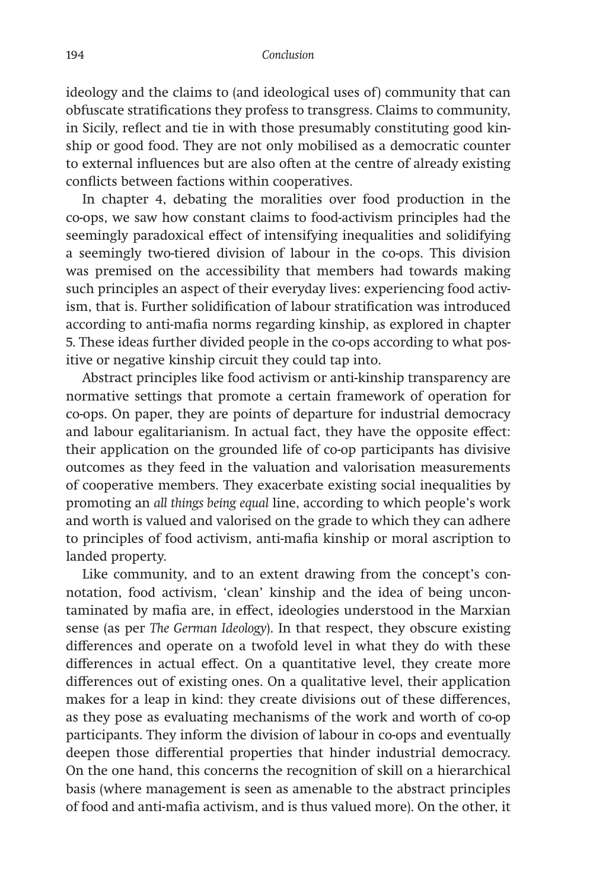ideology and the claims to (and ideological uses of) community that can obfuscate stratifications they profess to transgress. Claims to community, in Sicily, reflect and tie in with those presumably constituting good kinship or good food. They are not only mobilised as a democratic counter to external influences but are also often at the centre of already existing conflicts between factions within cooperatives.

In chapter 4, debating the moralities over food production in the co-ops, we saw how constant claims to food-activism principles had the seemingly paradoxical effect of intensifying inequalities and solidifying a seemingly two-tiered division of labour in the co-ops. This division was premised on the accessibility that members had towards making such principles an aspect of their everyday lives: experiencing food activism, that is. Further solidification of labour stratification was introduced according to anti-mafia norms regarding kinship, as explored in chapter 5. These ideas further divided people in the co-ops according to what positive or negative kinship circuit they could tap into.

Abstract principles like food activism or anti-kinship transparency are normative settings that promote a certain framework of operation for co-ops. On paper, they are points of departure for industrial democracy and labour egalitarianism. In actual fact, they have the opposite effect: their application on the grounded life of co-op participants has divisive outcomes as they feed in the valuation and valorisation measurements of cooperative members. They exacerbate existing social inequalities by promoting an *all things being equal* line, according to which people's work and worth is valued and valorised on the grade to which they can adhere to principles of food activism, anti-mafia kinship or moral ascription to landed property.

Like community, and to an extent drawing from the concept's connotation, food activism, 'clean' kinship and the idea of being uncontaminated by mafia are, in effect, ideologies understood in the Marxian sense (as per *The German Ideology*). In that respect, they obscure existing differences and operate on a twofold level in what they do with these differences in actual effect. On a quantitative level, they create more differences out of existing ones. On a qualitative level, their application makes for a leap in kind: they create divisions out of these differences, as they pose as evaluating mechanisms of the work and worth of co-op participants. They inform the division of labour in co-ops and eventually deepen those differential properties that hinder industrial democracy. On the one hand, this concerns the recognition of skill on a hierarchical basis (where management is seen as amenable to the abstract principles of food and anti-mafia activism, and is thus valued more). On the other, it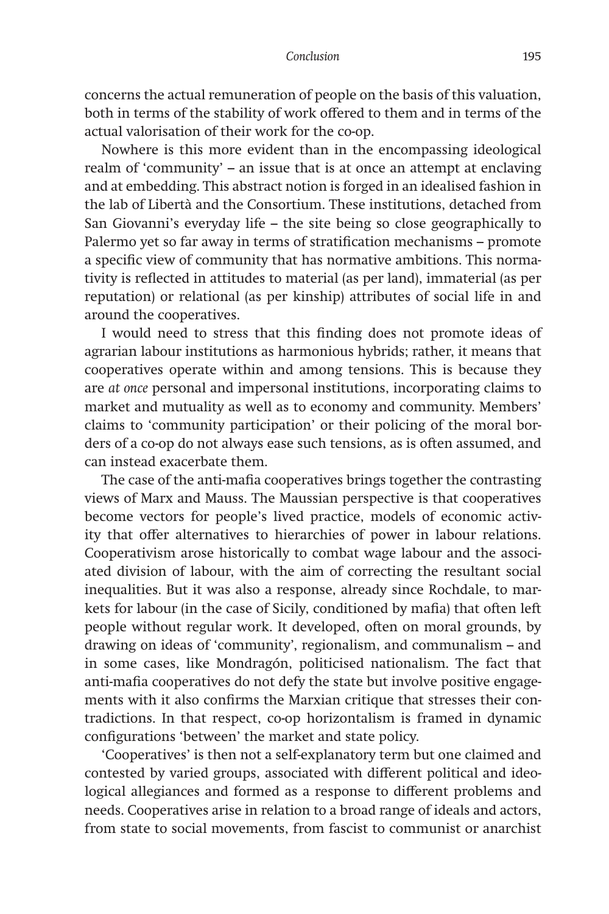concerns the actual remuneration of people on the basis of this valuation, both in terms of the stability of work offered to them and in terms of the actual valorisation of their work for the co-op.

Nowhere is this more evident than in the encompassing ideological realm of 'community' – an issue that is at once an attempt at enclaving and at embedding. This abstract notion is forged in an idealised fashion in the lab of Libertà and the Consortium. These institutions, detached from San Giovanni's everyday life – the site being so close geographically to Palermo yet so far away in terms of stratification mechanisms – promote a specific view of community that has normative ambitions. This normativity is reflected in attitudes to material (as per land), immaterial (as per reputation) or relational (as per kinship) attributes of social life in and around the cooperatives.

I would need to stress that this finding does not promote ideas of agrarian labour institutions as harmonious hybrids; rather, it means that cooperatives operate within and among tensions. This is because they are *at once* personal and impersonal institutions, incorporating claims to market and mutuality as well as to economy and community. Members' claims to 'community participation' or their policing of the moral borders of a co-op do not always ease such tensions, as is often assumed, and can instead exacerbate them.

The case of the anti-mafia cooperatives brings together the contrasting views of Marx and Mauss. The Maussian perspective is that cooperatives become vectors for people's lived practice, models of economic activity that offer alternatives to hierarchies of power in labour relations. Cooperativism arose historically to combat wage labour and the associated division of labour, with the aim of correcting the resultant social inequalities. But it was also a response, already since Rochdale, to markets for labour (in the case of Sicily, conditioned by mafia) that often left people without regular work. It developed, often on moral grounds, by drawing on ideas of 'community', regionalism, and communalism – and in some cases, like Mondragón, politicised nationalism. The fact that anti-mafia cooperatives do not defy the state but involve positive engagements with it also confirms the Marxian critique that stresses their contradictions. In that respect, co-op horizontalism is framed in dynamic configurations 'between' the market and state policy.

'Cooperatives' is then not a self-explanatory term but one claimed and contested by varied groups, associated with different political and ideological allegiances and formed as a response to different problems and needs. Cooperatives arise in relation to a broad range of ideals and actors, from state to social movements, from fascist to communist or anarchist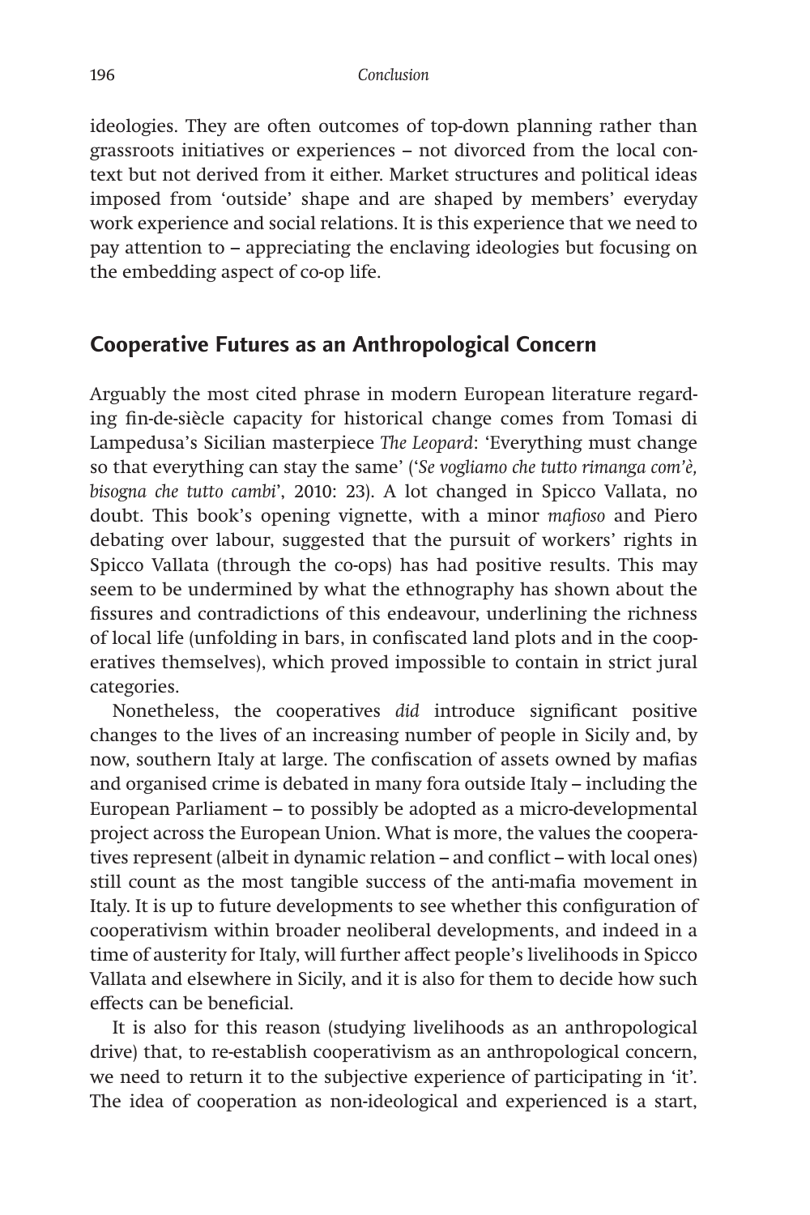ideologies. They are often outcomes of top-down planning rather than grassroots initiatives or experiences – not divorced from the local context but not derived from it either. Market structures and political ideas imposed from 'outside' shape and are shaped by members' everyday work experience and social relations. It is this experience that we need to pay attention to – appreciating the enclaving ideologies but focusing on the embedding aspect of co-op life.

## Cooperative Futures as an Anthropological Concern

Arguably the most cited phrase in modern European literature regarding fin-de-siècle capacity for historical change comes from Tomasi di Lampedusa's Sicilian masterpiece *The Leopard*: 'Everything must change so that everything can stay the same' ('*Se vogliamo che tutto rimanga com'è, bisogna che tutto cambi*', 2010: 23). A lot changed in Spicco Vallata, no doubt. This book's opening vignette, with a minor *mafioso* and Piero debating over labour, suggested that the pursuit of workers' rights in Spicco Vallata (through the co-ops) has had positive results. This may seem to be undermined by what the ethnography has shown about the fissures and contradictions of this endeavour, underlining the richness of local life (unfolding in bars, in confiscated land plots and in the cooperatives themselves), which proved impossible to contain in strict jural categories.

Nonetheless, the cooperatives *did* introduce significant positive changes to the lives of an increasing number of people in Sicily and, by now, southern Italy at large. The confiscation of assets owned by mafias and organised crime is debated in many fora outside Italy – including the European Parliament – to possibly be adopted as a micro-developmental project across the European Union. What is more, the values the cooperatives represent (albeit in dynamic relation – and conflict – with local ones) still count as the most tangible success of the anti-mafia movement in Italy. It is up to future developments to see whether this configuration of cooperativism within broader neoliberal developments, and indeed in a time of austerity for Italy, will further affect people's livelihoods in Spicco Vallata and elsewhere in Sicily, and it is also for them to decide how such effects can be beneficial.

It is also for this reason (studying livelihoods as an anthropological drive) that, to re-establish cooperativism as an anthropological concern, we need to return it to the subjective experience of participating in 'it'. The idea of cooperation as non-ideological and experienced is a start,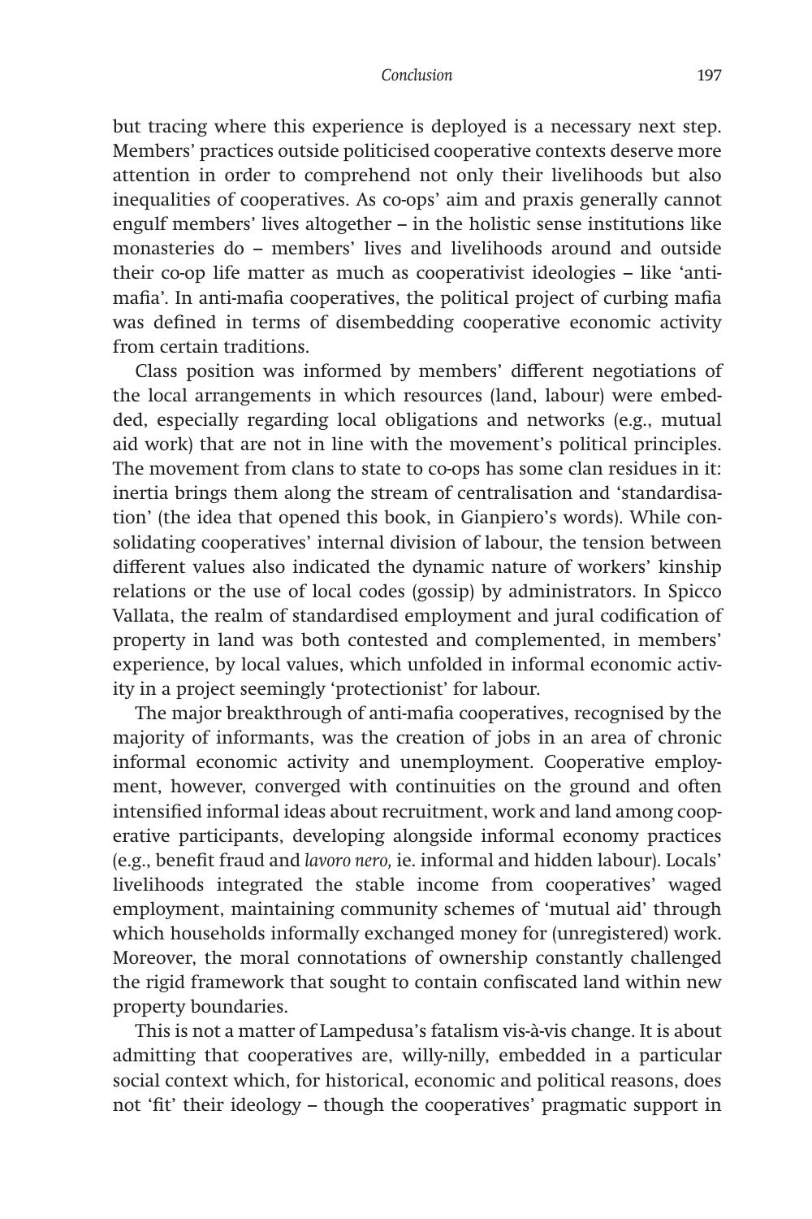but tracing where this experience is deployed is a necessary next step. Members' practices outside politicised cooperative contexts deserve more attention in order to comprehend not only their livelihoods but also inequalities of cooperatives. As co-ops' aim and praxis generally cannot engulf members' lives altogether – in the holistic sense institutions like monasteries do – members' lives and livelihoods around and outside their co-op life matter as much as cooperativist ideologies – like 'anti-mafia'. In anti-mafia cooperatives, the political project of curbing mafia was defined in terms of disembedding cooperative economic activity from certain traditions.

Class position was informed by members' different negotiations of the local arrangements in which resources (land, labour) were embedded, especially regarding local obligations and networks (e.g., mutual aid work) that are not in line with the movement's political principles. The movement from clans to state to co-ops has some clan residues in it: inertia brings them along the stream of centralisation and 'standardisation' (the idea that opened this book, in Gianpiero's words). While consolidating cooperatives' internal division of labour, the tension between different values also indicated the dynamic nature of workers' kinship relations or the use of local codes (gossip) by administrators. In Spicco Vallata, the realm of standardised employment and jural codification of property in land was both contested and complemented, in members' experience, by local values, which unfolded in informal economic activity in a project seemingly 'protectionist' for labour.

The major breakthrough of anti-mafia cooperatives, recognised by the majority of informants, was the creation of jobs in an area of chronic informal economic activity and unemployment. Cooperative employment, however, converged with continuities on the ground and often intensified informal ideas about recruitment, work and land among cooperative participants, developing alongside informal economy practices (e.g., benefit fraud and *lavoro nero,* ie. informal and hidden labour). Locals' livelihoods integrated the stable income from cooperatives' waged employment, maintaining community schemes of 'mutual aid' through which households informally exchanged money for (unregistered) work. Moreover, the moral connotations of ownership constantly challenged the rigid framework that sought to contain confiscated land within new property boundaries.

This is not a matter of Lampedusa's fatalism vis-à-vis change. It is about admitting that cooperatives are, willy-nilly, embedded in a particular social context which, for historical, economic and political reasons, does not 'fit' their ideology – though the cooperatives' pragmatic support in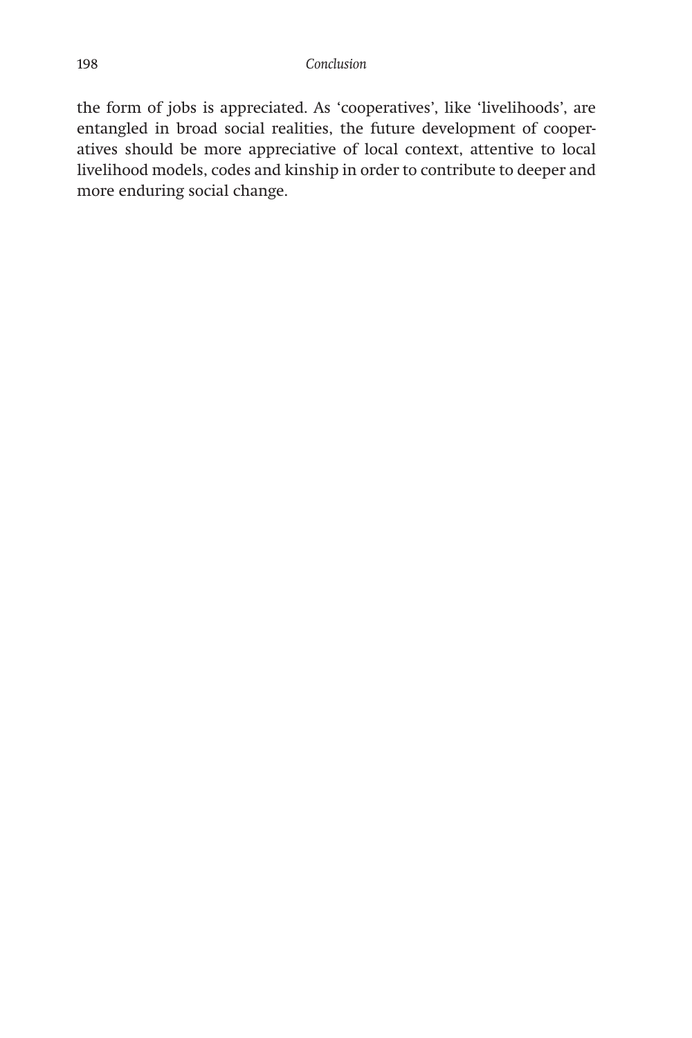the form of jobs is appreciated. As 'cooperatives', like 'livelihoods', are entangled in broad social realities, the future development of cooperatives should be more appreciative of local context, attentive to local livelihood models, codes and kinship in order to contribute to deeper and more enduring social change.